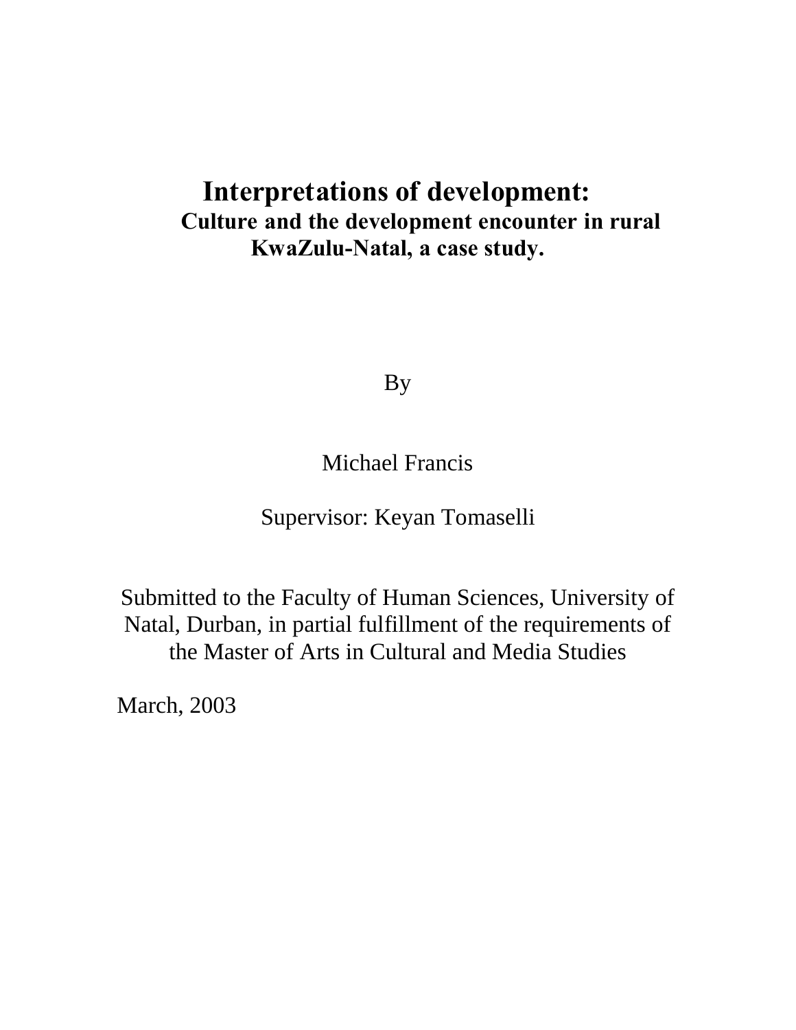# Interpretations of development:

## Culture and the development encounter in rural KwaZulu-Natal, a case study.

By

Michael Francis

Supervisor: Keyan Tomaselli

Submitted to the Faculty of Human Sciences, University of Natal, Durban, in partial fulfillment of the requirements of the Master of Arts in Cultural and Media Studies

March, 2003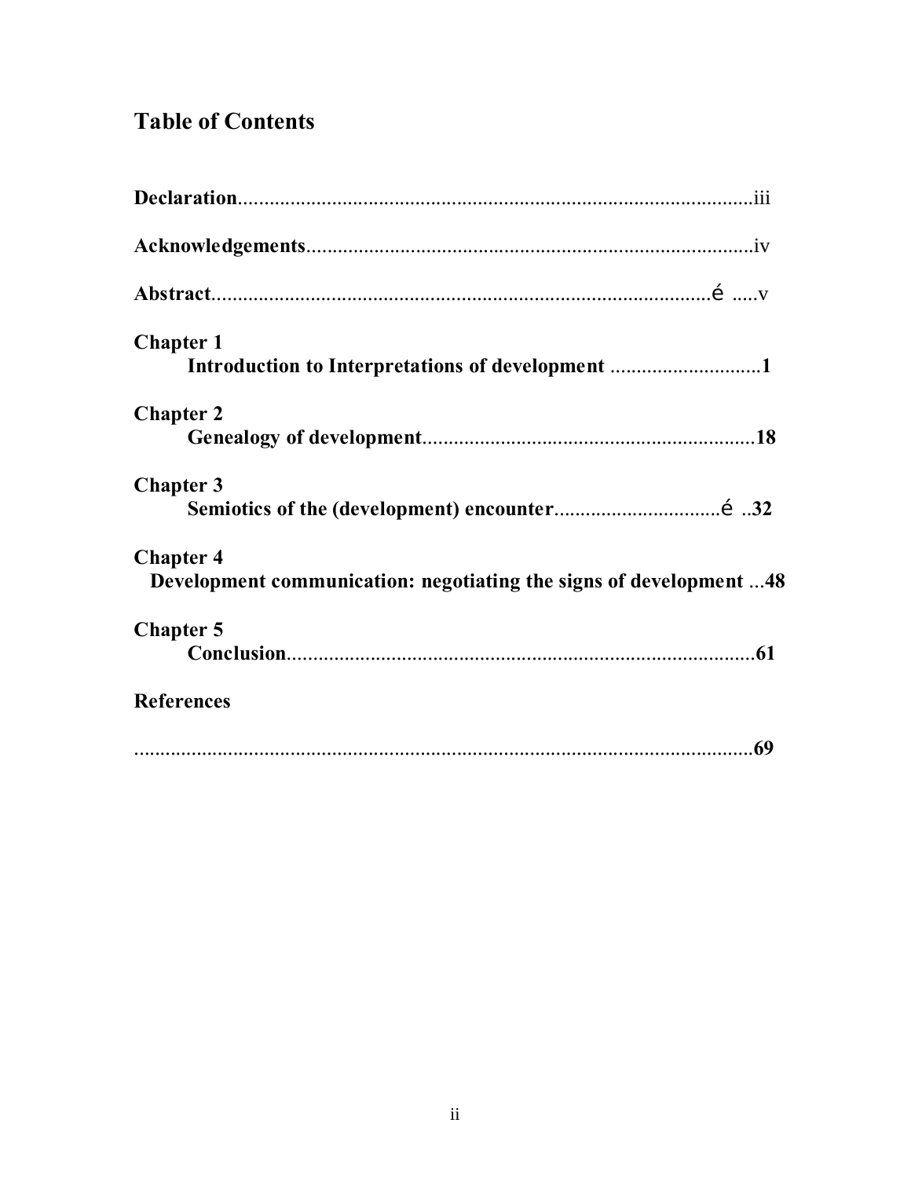## Table of Contents

**Declaration**..................................................................................................iii

**Acknowledgements**......................................................................................iv

**Abstract**.................................................................................................é .....v

**Chapter 1**
**Introduction to Interpretations of development** .............................**1**

**Chapter 2**
**Genealogy of development**...............................................................**18**

**Chapter 3**
**Semiotics of the (development) encounter**................................é ..**32**

**Chapter 4**
**Development communication: negotiating the signs of development** ...**48**

**Chapter 5**
**Conclusion**..........................................................................................**61**

**References**

................................................................................................................**69**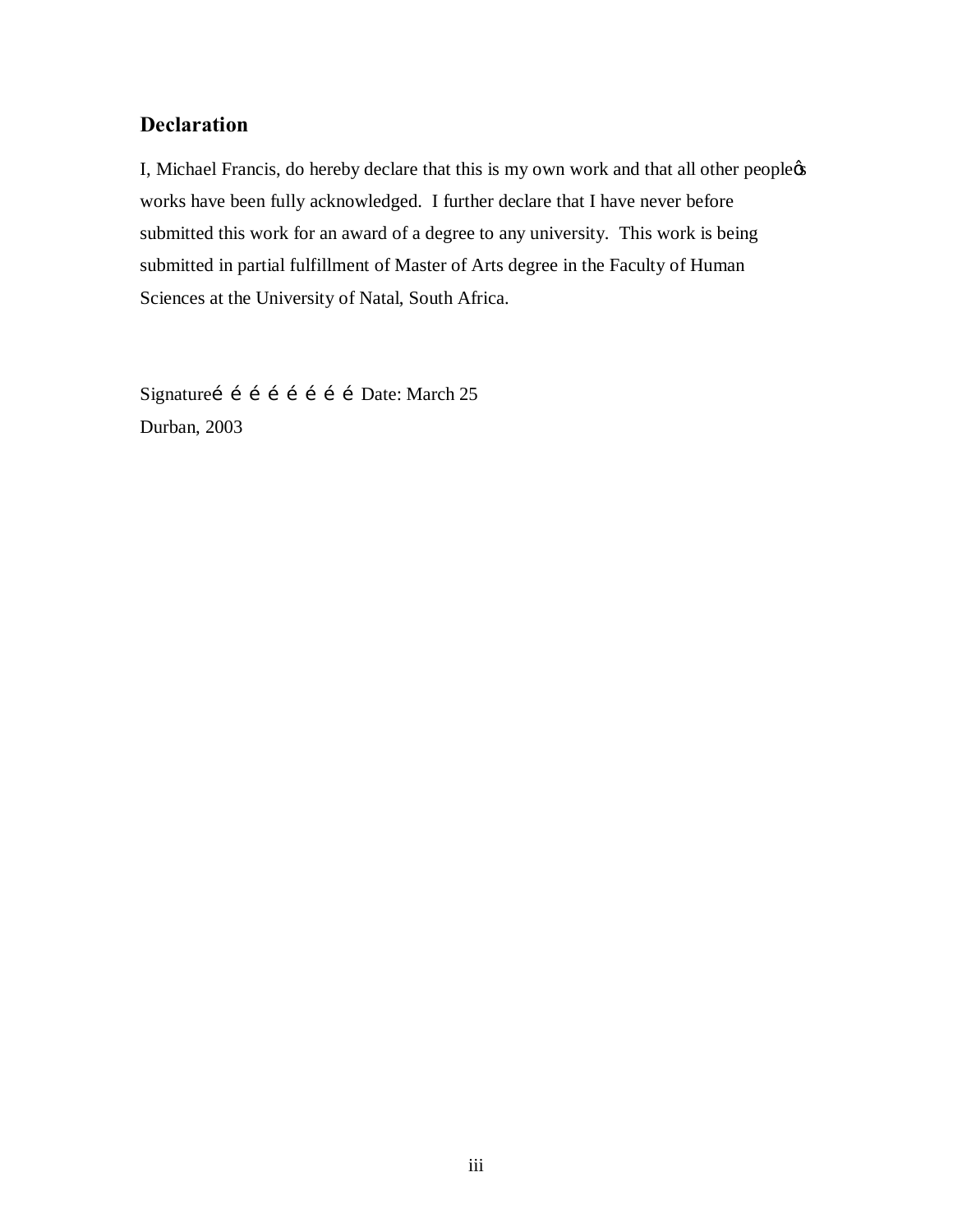## Declaration

I, Michael Francis, do hereby declare that this is my own work and that all other peopleøs works have been fully acknowledged. I further declare that I have never before submitted this work for an award of a degree to any university. This work is being submitted in partial fulfillment of Master of Arts degree in the Faculty of Human Sciences at the University of Natal, South Africa.

Signatureí í í í í í í í Date: March 25

Durban, 2003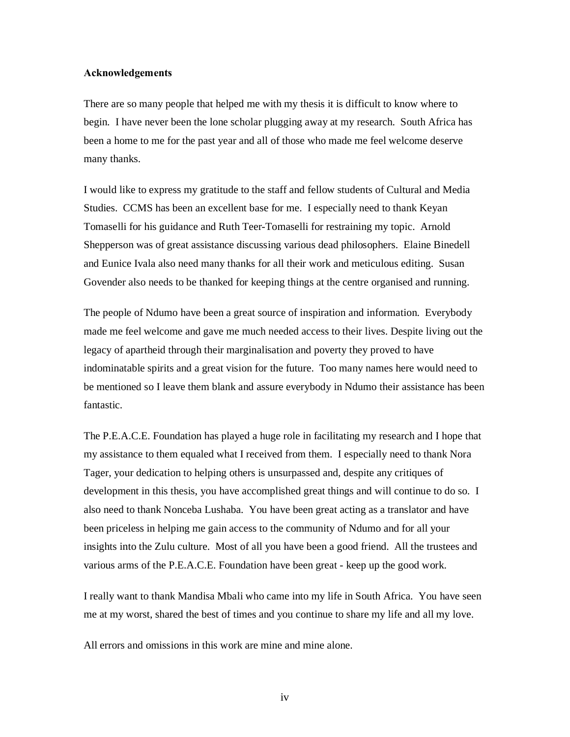**Acknowledgements**

There are so many people that helped me with my thesis it is difficult to know where to begin. I have never been the lone scholar plugging away at my research. South Africa has been a home to me for the past year and all of those who made me feel welcome deserve many thanks.

I would like to express my gratitude to the staff and fellow students of Cultural and Media Studies. CCMS has been an excellent base for me. I especially need to thank Keyan Tomaselli for his guidance and Ruth Teer-Tomaselli for restraining my topic. Arnold Shepperson was of great assistance discussing various dead philosophers. Elaine Binedell and Eunice Ivala also need many thanks for all their work and meticulous editing. Susan Govender also needs to be thanked for keeping things at the centre organised and running.

The people of Ndumo have been a great source of inspiration and information. Everybody made me feel welcome and gave me much needed access to their lives. Despite living out the legacy of apartheid through their marginalisation and poverty they proved to have indominatable spirits and a great vision for the future. Too many names here would need to be mentioned so I leave them blank and assure everybody in Ndumo their assistance has been fantastic.

The P.E.A.C.E. Foundation has played a huge role in facilitating my research and I hope that my assistance to them equaled what I received from them. I especially need to thank Nora Tager, your dedication to helping others is unsurpassed and, despite any critiques of development in this thesis, you have accomplished great things and will continue to do so. I also need to thank Nonceba Lushaba. You have been great acting as a translator and have been priceless in helping me gain access to the community of Ndumo and for all your insights into the Zulu culture. Most of all you have been a good friend. All the trustees and various arms of the P.E.A.C.E. Foundation have been great - keep up the good work.

I really want to thank Mandisa Mbali who came into my life in South Africa. You have seen me at my worst, shared the best of times and you continue to share my life and all my love.

All errors and omissions in this work are mine and mine alone.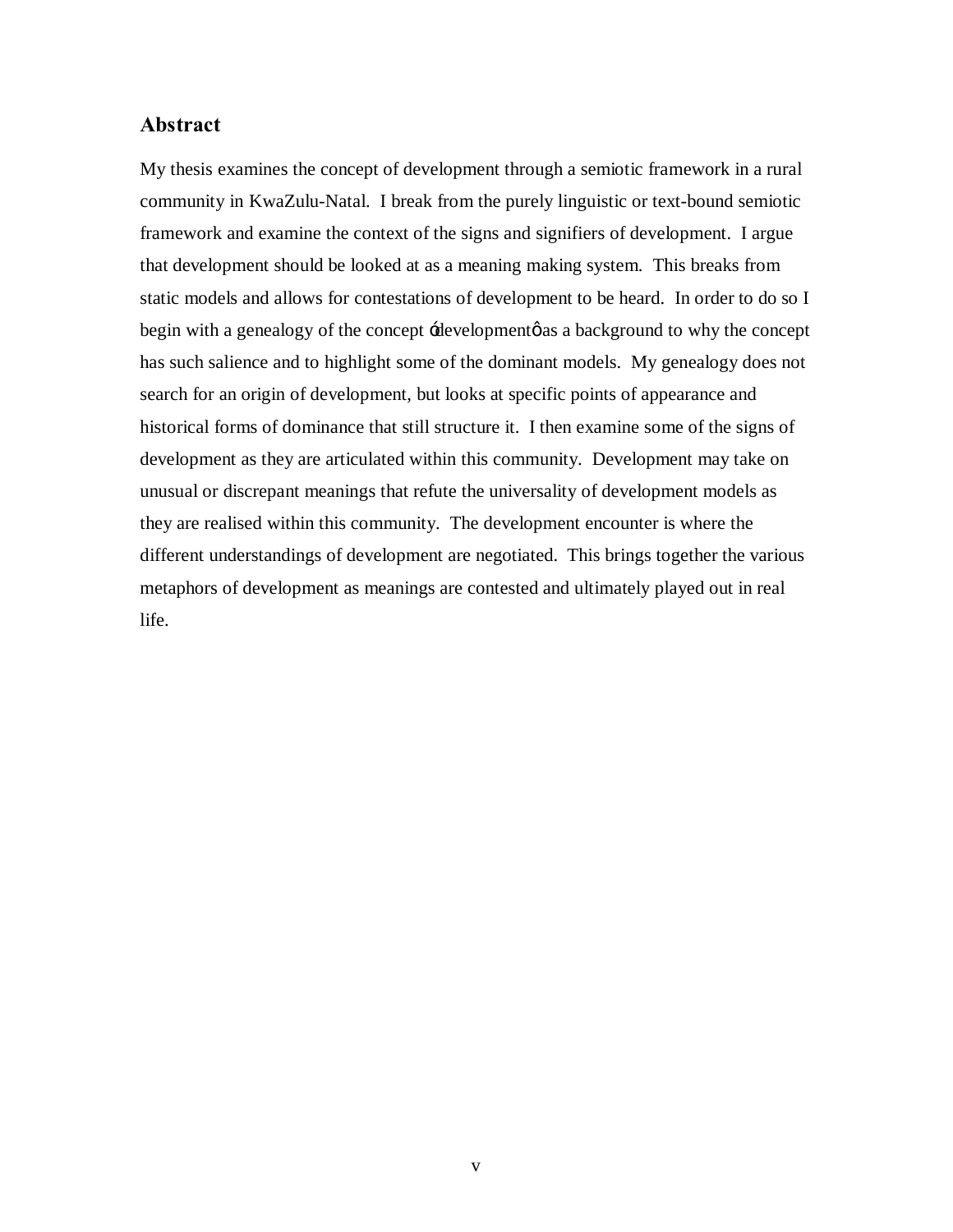## Abstract

My thesis examines the concept of development through a semiotic framework in a rural community in KwaZulu-Natal. I break from the purely linguistic or text-bound semiotic framework and examine the context of the signs and signifiers of development. I argue that development should be looked at as a meaning making system. This breaks from static models and allows for contestations of development to be heard. In order to do so I begin with a genealogy of the concept ódevelopmentö as a background to why the concept has such salience and to highlight some of the dominant models. My genealogy does not search for an origin of development, but looks at specific points of appearance and historical forms of dominance that still structure it. I then examine some of the signs of development as they are articulated within this community. Development may take on unusual or discrepant meanings that refute the universality of development models as they are realised within this community. The development encounter is where the different understandings of development are negotiated. This brings together the various metaphors of development as meanings are contested and ultimately played out in real life.